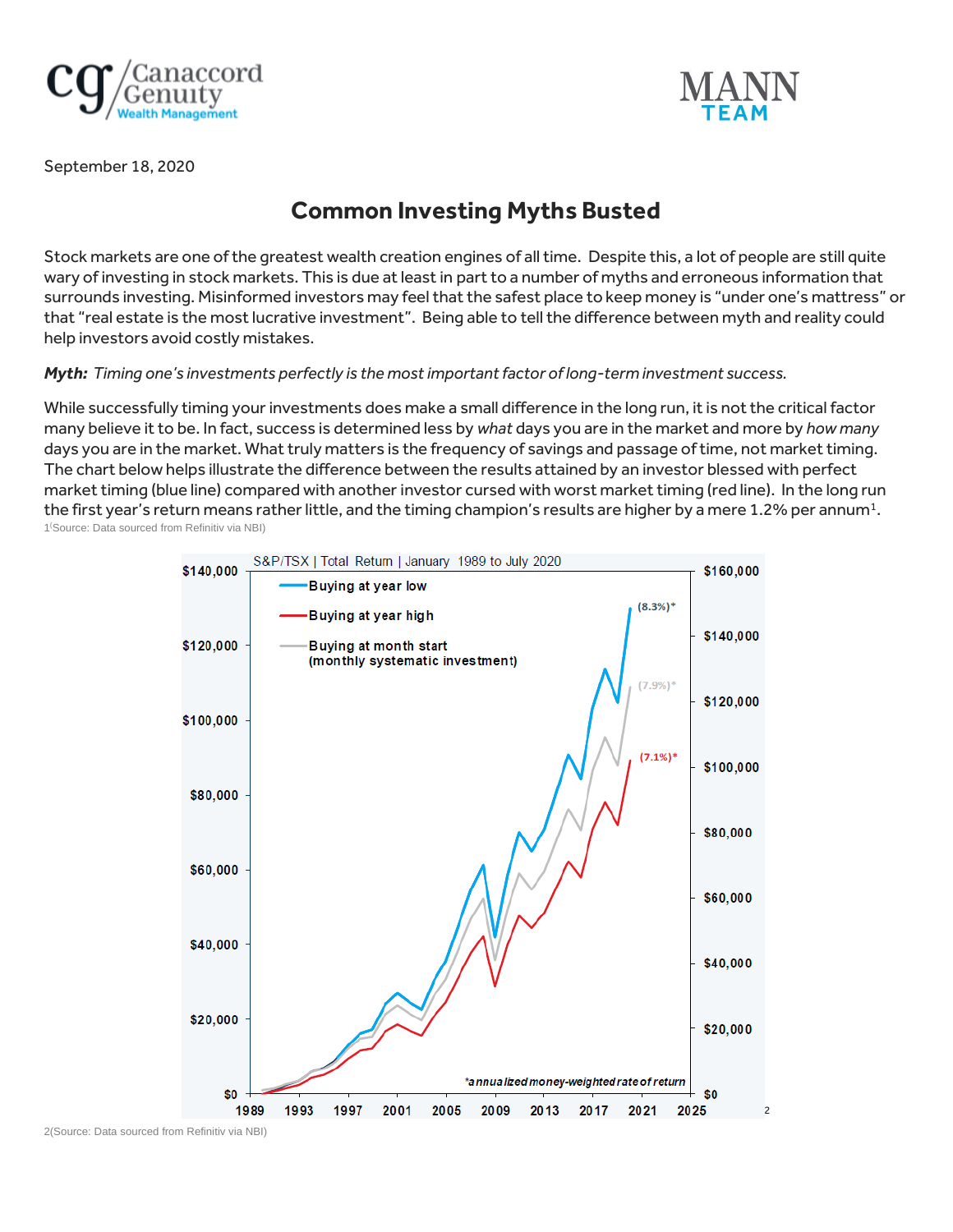September 18, 2020

# Common Investing Myths Busted

Stock markets are one of the greatest wealth creation engines of all time. Despite this, a lot of people are still quite wary of investing in stock markets. This is due at least in part to a number of myths and erroneous information that surrounds investing. Misinformed investors may feel that the safest place to keep money is "under one's mattress" or that "real estate is the most lucrative investment". Being able to tell the difference between myth and reality could help investors avoid costly mistakes.

***Myth:** Timing one's investments perfectly is the most important factor of long-term investment success.*

While successfully timing your investments does make a small difference in the long run, it is not the critical factor many believe it to be. In fact, success is determined less by *what* days you are in the market and more by *how many* days you are in the market. What truly matters is the frequency of savings and passage of time, not market timing. The chart below helps illustrate the difference between the results attained by an investor blessed with perfect market timing (blue line) compared with another investor cursed with worst market timing (red line). In the long run the first year's return means rather little, and the timing champion's results are higher by a mere 1.2% per annum[1].

1(Source: Data sourced from Refinitiv via NBI)

S&P/TSX | Total Return | January 1989 to July 2020

- Buying at year low (8.3%)*
- Buying at year high (7.1%)*
- Buying at month start (monthly systematic investment) (7.9%)*

*annualized money-weighted rate of return

2(Source: Data sourced from Refinitiv via NBI)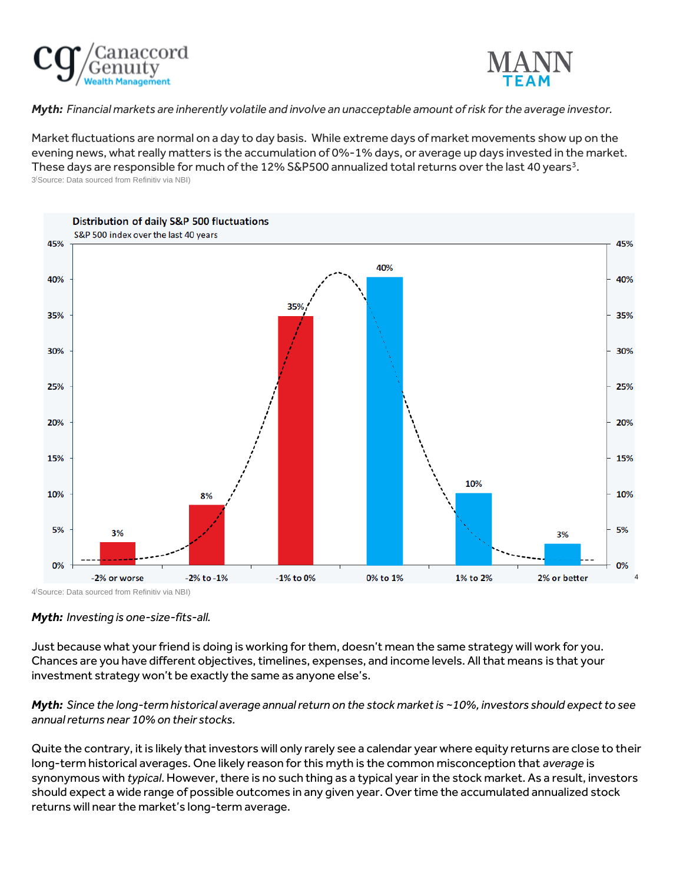*Myth: Financial markets are inherently volatile and involve an unacceptable amount of risk for the average investor.*

Market fluctuations are normal on a day to day basis. While extreme days of market movements show up on the evening news, what really matters is the accumulation of 0%-1% days, or average up days invested in the market. These days are responsible for much of the 12% S&P500 annualized total returns over the last 40 years[3].

3(Source: Data sourced from Refinitiv via NBI)

**Distribution of daily S&P 500 fluctuations**

S&P 500 index over the last 40 years

| Daily change | Share of days |
|---|---|
| -2% or worse | 3% |
| -2% to -1% | 8% |
| -1% to 0% | 35% |
| 0% to 1% | 40% |
| 1% to 2% | 10% |
| 2% or better | 3% |

4(Source: Data sourced from Refinitiv via NBI)

*Myth: Investing is one-size-fits-all.*

Just because what your friend is doing is working for them, doesn't mean the same strategy will work for you. Chances are you have different objectives, timelines, expenses, and income levels. All that means is that your investment strategy won't be exactly the same as anyone else's.

*Myth: Since the long-term historical average annual return on the stock market is ~10%, investors should expect to see annual returns near 10% on their stocks.*

Quite the contrary, it is likely that investors will only rarely see a calendar year where equity returns are close to their long-term historical averages. One likely reason for this myth is the common misconception that *average* is synonymous with *typical*. However, there is no such thing as a typical year in the stock market. As a result, investors should expect a wide range of possible outcomes in any given year. Over time the accumulated annualized stock returns will near the market's long-term average.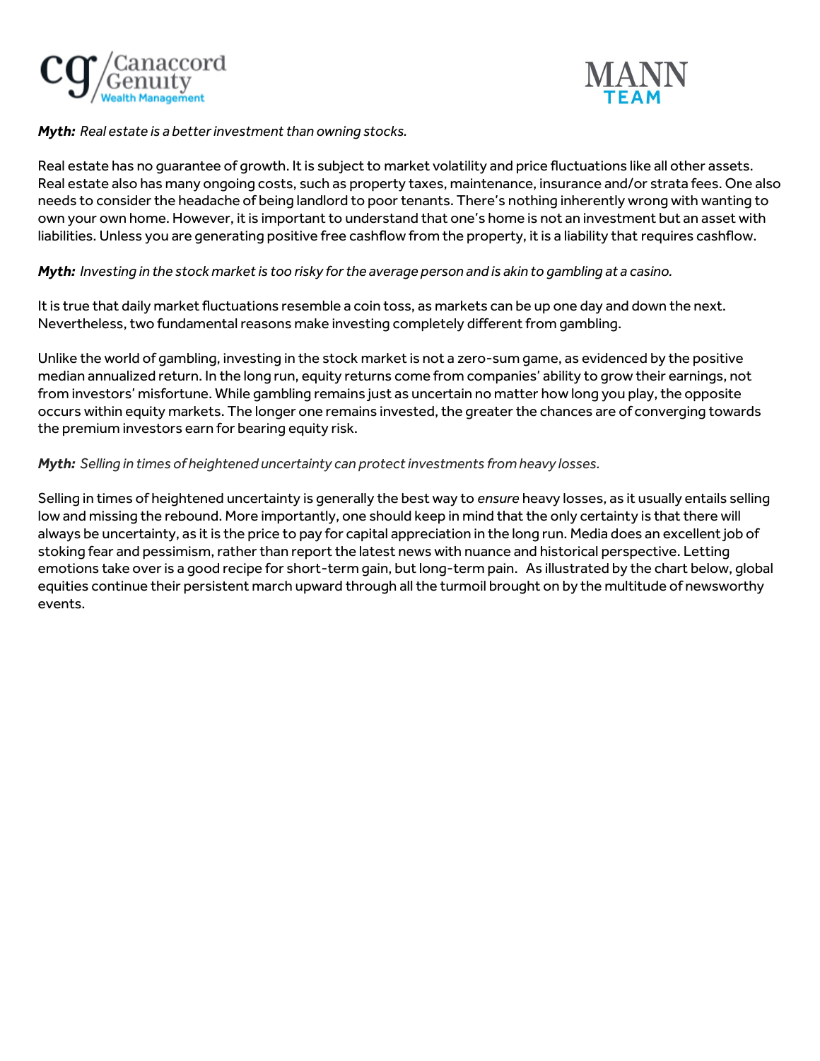***Myth:*** *Real estate is a better investment than owning stocks.*

Real estate has no guarantee of growth. It is subject to market volatility and price fluctuations like all other assets. Real estate also has many ongoing costs, such as property taxes, maintenance, insurance and/or strata fees. One also needs to consider the headache of being landlord to poor tenants. There's nothing inherently wrong with wanting to own your own home. However, it is important to understand that one's home is not an investment but an asset with liabilities. Unless you are generating positive free cashflow from the property, it is a liability that requires cashflow.

***Myth:*** *Investing in the stock market is too risky for the average person and is akin to gambling at a casino.*

It is true that daily market fluctuations resemble a coin toss, as markets can be up one day and down the next. Nevertheless, two fundamental reasons make investing completely different from gambling.

Unlike the world of gambling, investing in the stock market is not a zero-sum game, as evidenced by the positive median annualized return. In the long run, equity returns come from companies' ability to grow their earnings, not from investors' misfortune. While gambling remains just as uncertain no matter how long you play, the opposite occurs within equity markets. The longer one remains invested, the greater the chances are of converging towards the premium investors earn for bearing equity risk.

***Myth:*** *Selling in times of heightened uncertainty can protect investments from heavy losses.*

Selling in times of heightened uncertainty is generally the best way to *ensure* heavy losses, as it usually entails selling low and missing the rebound. More importantly, one should keep in mind that the only certainty is that there will always be uncertainty, as it is the price to pay for capital appreciation in the long run. Media does an excellent job of stoking fear and pessimism, rather than report the latest news with nuance and historical perspective. Letting emotions take over is a good recipe for short-term gain, but long-term pain. As illustrated by the chart below, global equities continue their persistent march upward through all the turmoil brought on by the multitude of newsworthy events.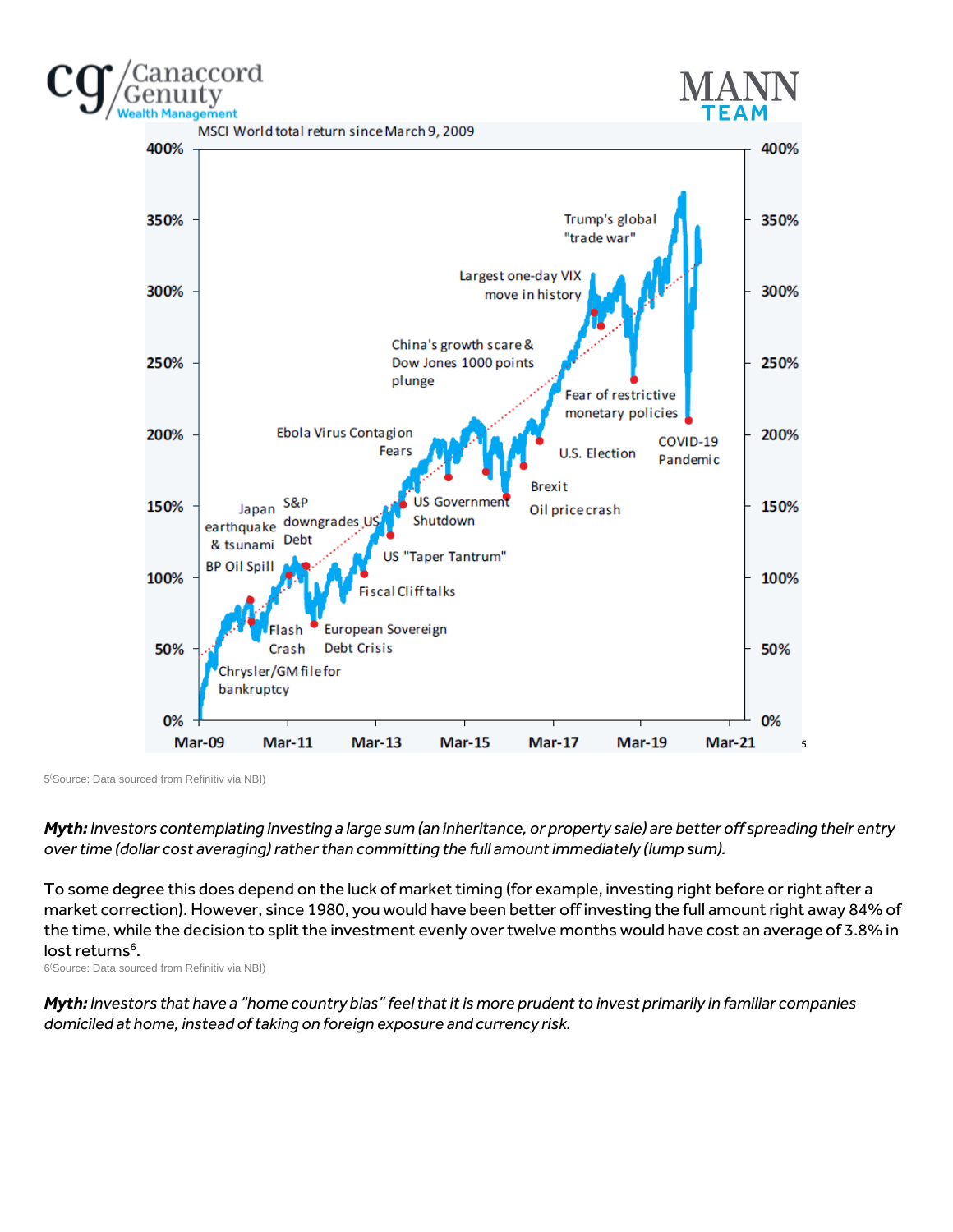MSCI World total return since March 9, 2009

5[(Source: Data sourced from Refinitiv via NBI)

***Myth:*** *Investors contemplating investing a large sum (an inheritance, or property sale) are better off spreading their entry over time (dollar cost averaging) rather than committing the full amount immediately (lump sum).*

To some degree this does depend on the luck of market timing (for example, investing right before or right after a market correction). However, since 1980, you would have been better off investing the full amount right away 84% of the time, while the decision to split the investment evenly over twelve months would have cost an average of 3.8% in lost returns[6].

6[(Source: Data sourced from Refinitiv via NBI)

***Myth:*** *Investors that have a "home country bias" feel that it is more prudent to invest primarily in familiar companies domiciled at home, instead of taking on foreign exposure and currency risk.*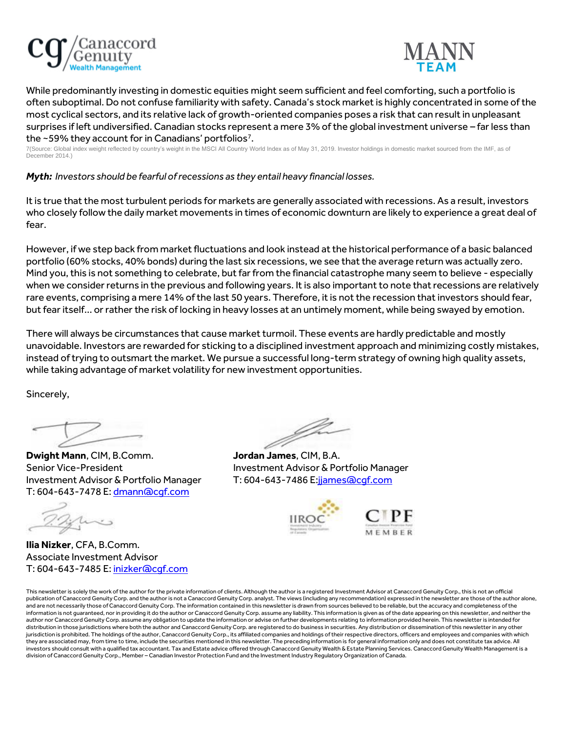While predominantly investing in domestic equities might seem sufficient and feel comforting, such a portfolio is often suboptimal. Do not confuse familiarity with safety. Canada's stock market is highly concentrated in some of the most cyclical sectors, and its relative lack of growth-oriented companies poses a risk that can result in unpleasant surprises if left undiversified. Canadian stocks represent a mere 3% of the global investment universe – far less than the ~59% they account for in Canadians' portfolios[7].

7(Source: Global index weight reflected by country's weight in the MSCI All Country World Index as of May 31, 2019. Investor holdings in domestic market sourced from the IMF, as of December 2014.)

***Myth:*** *Investors should be fearful of recessions as they entail heavy financial losses.*

It is true that the most turbulent periods for markets are generally associated with recessions. As a result, investors who closely follow the daily market movements in times of economic downturn are likely to experience a great deal of fear.

However, if we step back from market fluctuations and look instead at the historical performance of a basic balanced portfolio (60% stocks, 40% bonds) during the last six recessions, we see that the average return was actually zero. Mind you, this is not something to celebrate, but far from the financial catastrophe many seem to believe - especially when we consider returns in the previous and following years. It is also important to note that recessions are relatively rare events, comprising a mere 14% of the last 50 years. Therefore, it is not the recession that investors should fear, but fear itself… or rather the risk of locking in heavy losses at an untimely moment, while being swayed by emotion.

There will always be circumstances that cause market turmoil. These events are hardly predictable and mostly unavoidable. Investors are rewarded for sticking to a disciplined investment approach and minimizing costly mistakes, instead of trying to outsmart the market. We pursue a successful long-term strategy of owning high quality assets, while taking advantage of market volatility for new investment opportunities.

Sincerely,

**Dwight Mann**, CIM, B.Comm.
Senior Vice-President
Investment Advisor & Portfolio Manager
T: 604-643-7478 E: dmann@cgf.com

**Jordan James**, CIM, B.A.
Investment Advisor & Portfolio Manager
T: 604-643-7486 E: jjames@cgf.com

**Ilia Nizker**, CFA, B.Comm.
Associate Investment Advisor
T: 604-643-7485 E: inizker@cgf.com

This newsletter is solely the work of the author for the private information of clients. Although the author is a registered Investment Advisor at Canaccord Genuity Corp., this is not an official publication of Canaccord Genuity Corp. and the author is not a Canaccord Genuity Corp. analyst. The views (including any recommendation) expressed in the newsletter are those of the author alone, and are not necessarily those of Canaccord Genuity Corp. The information contained in this newsletter is drawn from sources believed to be reliable, but the accuracy and completeness of the information is not guaranteed, nor in providing it do the author or Canaccord Genuity Corp. assume any liability. This information is given as of the date appearing on this newsletter, and neither the author nor Canaccord Genuity Corp. assume any obligation to update the information or advise on further developments relating to information provided herein. This newsletter is intended for distribution in those jurisdictions where both the author and Canaccord Genuity Corp. are registered to do business in securities. Any distribution or dissemination of this newsletter in any other jurisdiction is prohibited. The holdings of the author, Canaccord Genuity Corp., its affiliated companies and holdings of their respective directors, officers and employees and companies with which they are associated may, from time to time, include the securities mentioned in this newsletter. The preceding information is for general information only and does not constitute tax advice. All investors should consult with a qualified tax accountant. Tax and Estate advice offered through Canaccord Genuity Wealth & Estate Planning Services. Canaccord Genuity Wealth Management is a division of Canaccord Genuity Corp., Member – Canadian Investor Protection Fund and the Investment Industry Regulatory Organization of Canada.